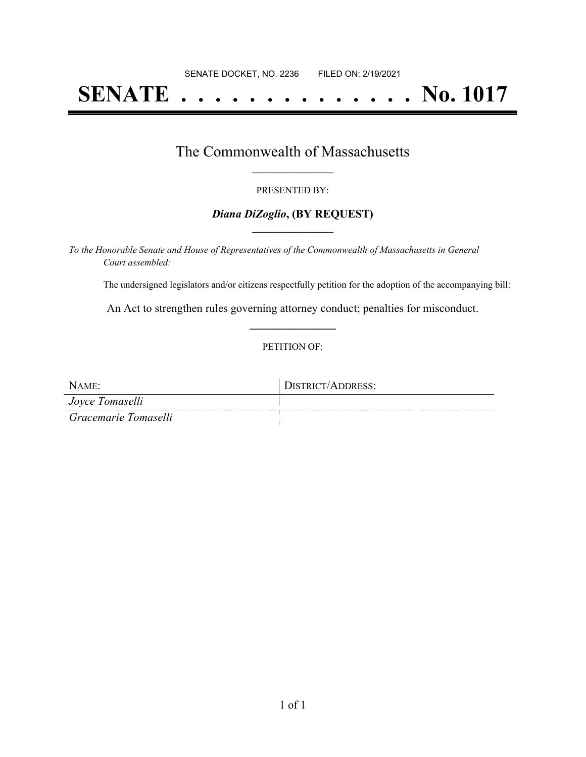SENATE DOCKET, NO. 2236 FILED ON: 2/19/2021

# SENATE . . . . . . . . . . . . . . No. 1017

## The Commonwealth of Massachusetts

PRESENTED BY:

***Diana DiZoglio*, (BY REQUEST)**

*To the Honorable Senate and House of Representatives of the Commonwealth of Massachusetts in General Court assembled:*

The undersigned legislators and/or citizens respectfully petition for the adoption of the accompanying bill:

An Act to strengthen rules governing attorney conduct; penalties for misconduct.

PETITION OF:

| NAME: | DISTRICT/ADDRESS: |
| --- | --- |
| *Joyce Tomaselli* | |
| *Gracemarie Tomaselli* | |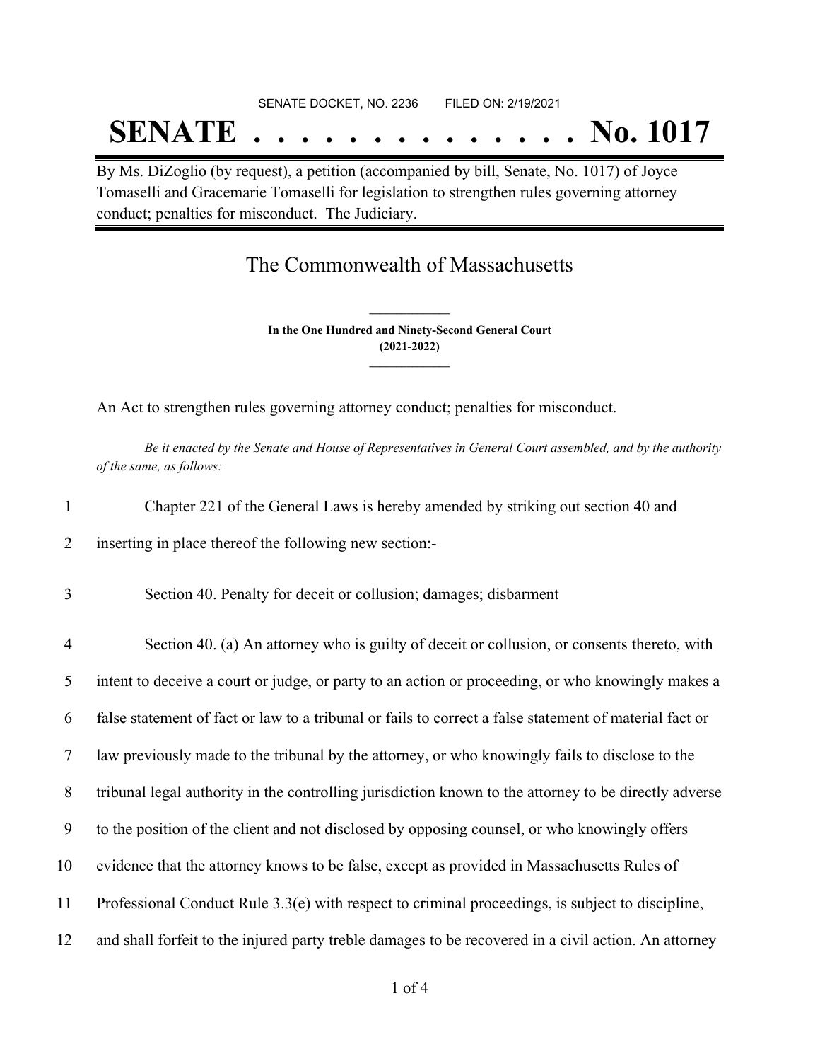SENATE DOCKET, NO. 2236 FILED ON: 2/19/2021

# SENATE . . . . . . . . . . . . . . No. 1017

By Ms. DiZoglio (by request), a petition (accompanied by bill, Senate, No. 1017) of Joyce Tomaselli and Gracemarie Tomaselli for legislation to strengthen rules governing attorney conduct; penalties for misconduct. The Judiciary.

## The Commonwealth of Massachusetts

**In the One Hundred and Ninety-Second General Court**
**(2021-2022)**

An Act to strengthen rules governing attorney conduct; penalties for misconduct.

*Be it enacted by the Senate and House of Representatives in General Court assembled, and by the authority of the same, as follows:*

1 Chapter 221 of the General Laws is hereby amended by striking out section 40 and
2 inserting in place thereof the following new section:-

3 Section 40. Penalty for deceit or collusion; damages; disbarment

4 Section 40. (a) An attorney who is guilty of deceit or collusion, or consents thereto, with
5 intent to deceive a court or judge, or party to an action or proceeding, or who knowingly makes a
6 false statement of fact or law to a tribunal or fails to correct a false statement of material fact or
7 law previously made to the tribunal by the attorney, or who knowingly fails to disclose to the
8 tribunal legal authority in the controlling jurisdiction known to the attorney to be directly adverse
9 to the position of the client and not disclosed by opposing counsel, or who knowingly offers
10 evidence that the attorney knows to be false, except as provided in Massachusetts Rules of
11 Professional Conduct Rule 3.3(e) with respect to criminal proceedings, is subject to discipline,
12 and shall forfeit to the injured party treble damages to be recovered in a civil action. An attorney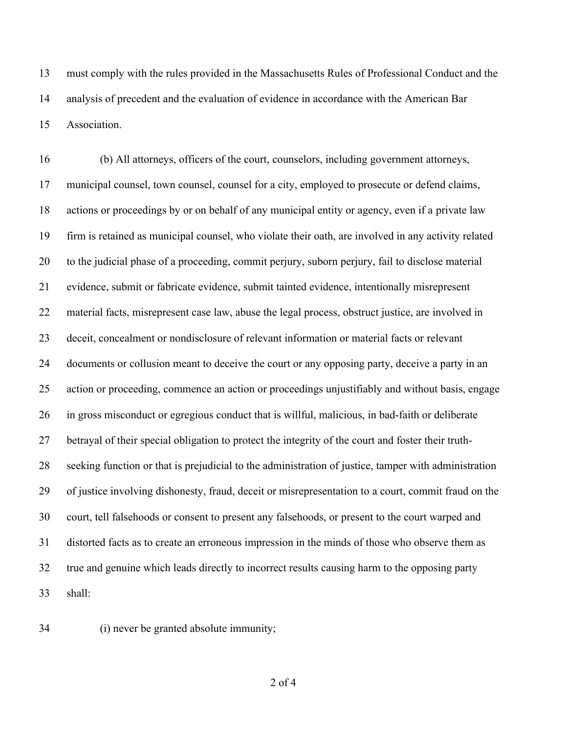must comply with the rules provided in the Massachusetts Rules of Professional Conduct and the analysis of precedent and the evaluation of evidence in accordance with the American Bar Association.

(b) All attorneys, officers of the court, counselors, including government attorneys, municipal counsel, town counsel, counsel for a city, employed to prosecute or defend claims, actions or proceedings by or on behalf of any municipal entity or agency, even if a private law firm is retained as municipal counsel, who violate their oath, are involved in any activity related to the judicial phase of a proceeding, commit perjury, suborn perjury, fail to disclose material evidence, submit or fabricate evidence, submit tainted evidence, intentionally misrepresent material facts, misrepresent case law, abuse the legal process, obstruct justice, are involved in deceit, concealment or nondisclosure of relevant information or material facts or relevant documents or collusion meant to deceive the court or any opposing party, deceive a party in an action or proceeding, commence an action or proceedings unjustifiably and without basis, engage in gross misconduct or egregious conduct that is willful, malicious, in bad-faith or deliberate betrayal of their special obligation to protect the integrity of the court and foster their truth-seeking function or that is prejudicial to the administration of justice, tamper with administration of justice involving dishonesty, fraud, deceit or misrepresentation to a court, commit fraud on the court, tell falsehoods or consent to present any falsehoods, or present to the court warped and distorted facts as to create an erroneous impression in the minds of those who observe them as true and genuine which leads directly to incorrect results causing harm to the opposing party shall:

(i) never be granted absolute immunity;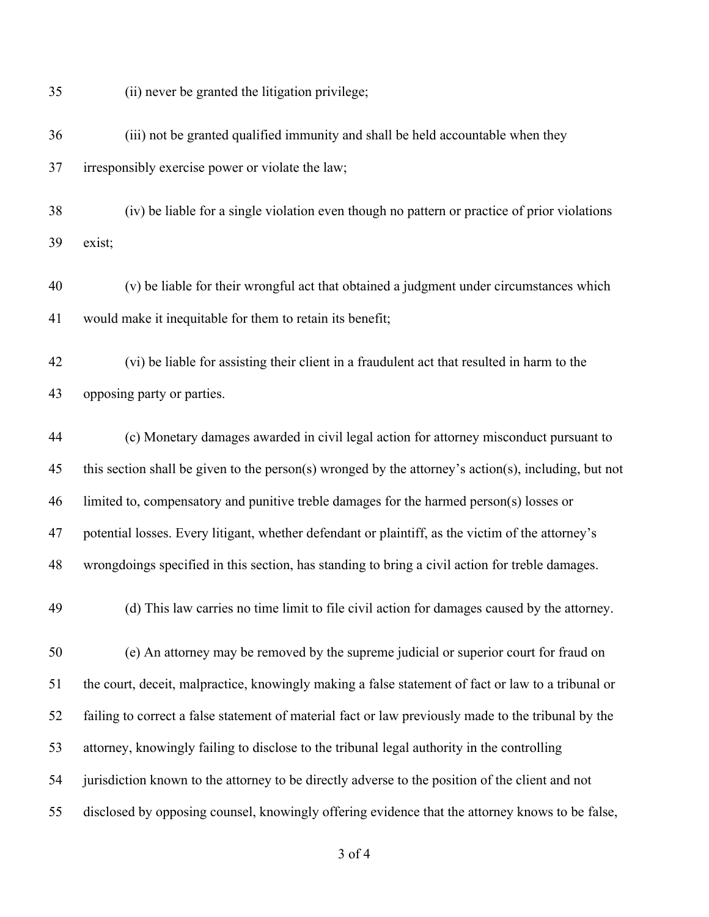(ii) never be granted the litigation privilege;

(iii) not be granted qualified immunity and shall be held accountable when they irresponsibly exercise power or violate the law;

(iv) be liable for a single violation even though no pattern or practice of prior violations exist;

(v) be liable for their wrongful act that obtained a judgment under circumstances which would make it inequitable for them to retain its benefit;

(vi) be liable for assisting their client in a fraudulent act that resulted in harm to the opposing party or parties.

(c) Monetary damages awarded in civil legal action for attorney misconduct pursuant to this section shall be given to the person(s) wronged by the attorney's action(s), including, but not limited to, compensatory and punitive treble damages for the harmed person(s) losses or potential losses. Every litigant, whether defendant or plaintiff, as the victim of the attorney's wrongdoings specified in this section, has standing to bring a civil action for treble damages.

(d) This law carries no time limit to file civil action for damages caused by the attorney.

(e) An attorney may be removed by the supreme judicial or superior court for fraud on the court, deceit, malpractice, knowingly making a false statement of fact or law to a tribunal or failing to correct a false statement of material fact or law previously made to the tribunal by the attorney, knowingly failing to disclose to the tribunal legal authority in the controlling jurisdiction known to the attorney to be directly adverse to the position of the client and not disclosed by opposing counsel, knowingly offering evidence that the attorney knows to be false,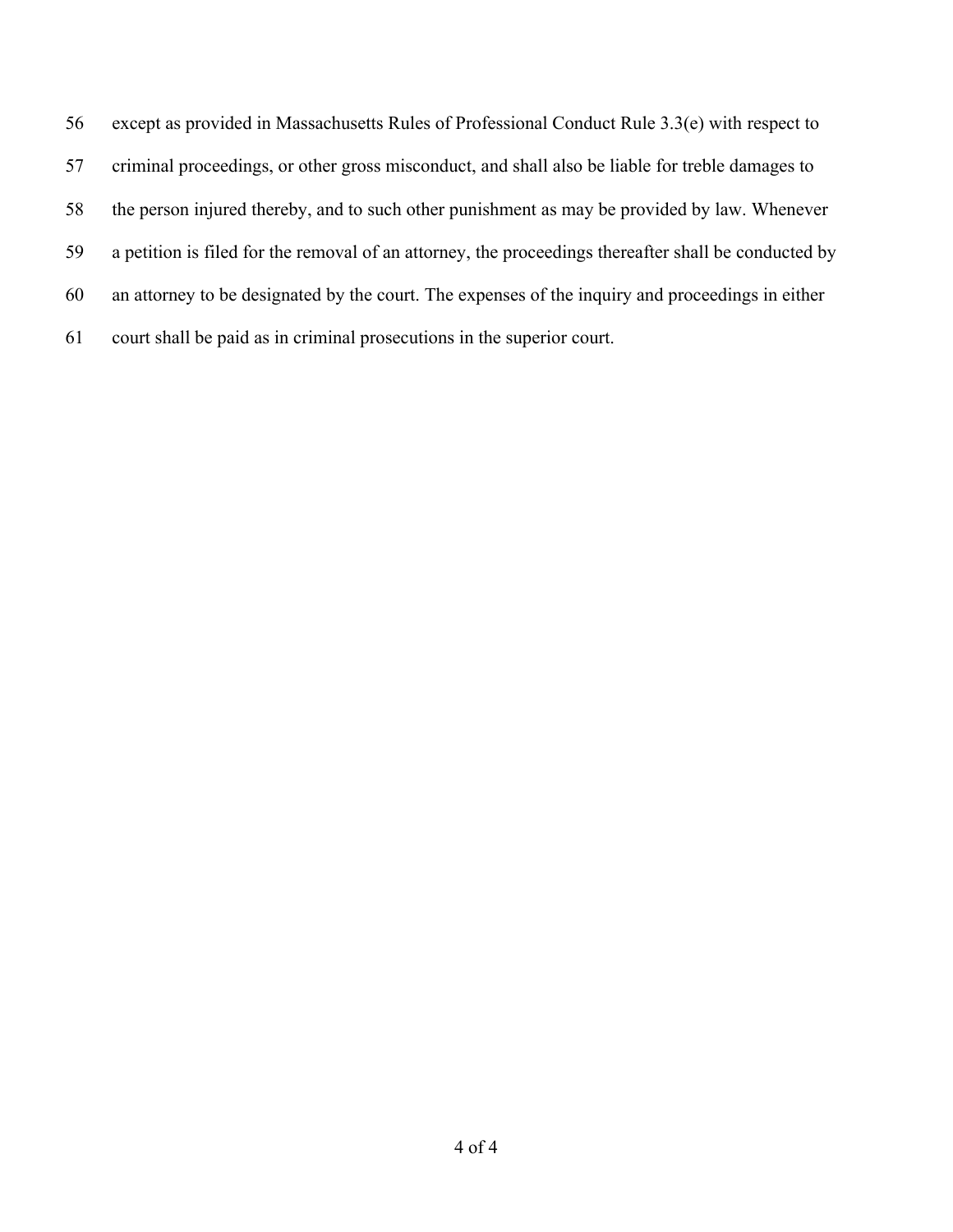56 except as provided in Massachusetts Rules of Professional Conduct Rule 3.3(e) with respect to

57 criminal proceedings, or other gross misconduct, and shall also be liable for treble damages to

58 the person injured thereby, and to such other punishment as may be provided by law. Whenever

59 a petition is filed for the removal of an attorney, the proceedings thereafter shall be conducted by

60 an attorney to be designated by the court. The expenses of the inquiry and proceedings in either

61 court shall be paid as in criminal prosecutions in the superior court.